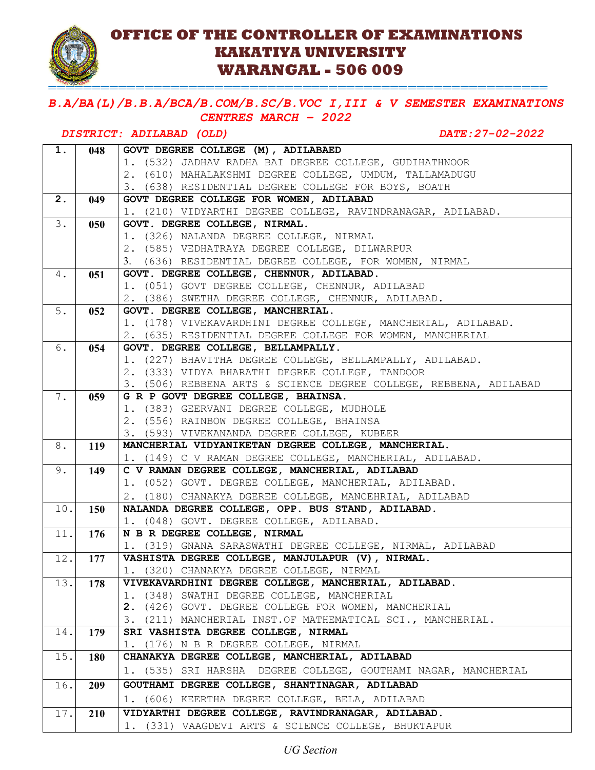# OFFICE OF THE CONTROLLER OF EXAMINATIONS
# KAKATIYA UNIVERSITY
# WARANGAL - 506 009

***B.A/BA(L)/B.B.A/BCA/B.COM/B.SC/B.VOC I,III & V SEMESTER EXAMINATIONS CENTRES MARCH – 2022***

***DISTRICT: ADILABAD (OLD)*** ***DATE:27-02-2022***

| | | |
|---|---|---|
| **1.** | **048** | **GOVT DEGREE COLLEGE (M), ADILABAED**<br>1. (532) JADHAV RADHA BAI DEGREE COLLEGE, GUDIHATHNOOR<br>2. (610) MAHALAKSHMI DEGREE COLLEGE, UMDUM, TALLAMADUGU<br>3. (638) RESIDENTIAL DEGREE COLLEGE FOR BOYS, BOATH |
| **2.** | **049** | **GOVT DEGREE COLLEGE FOR WOMEN, ADILABAD**<br>1. (210) VIDYARTHI DEGREE COLLEGE, RAVINDRANAGAR, ADILABAD. |
| 3. | **050** | **GOVT. DEGREE COLLEGE, NIRMAL.**<br>1. (326) NALANDA DEGREE COLLEGE, NIRMAL<br>2. (585) VEDHATRAYA DEGREE COLLEGE, DILWARPUR<br>3. (636) RESIDENTIAL DEGREE COLLEGE, FOR WOMEN, NIRMAL |
| 4. | **051** | **GOVT. DEGREE COLLEGE, CHENNUR, ADILABAD.**<br>1. (051) GOVT DEGREE COLLEGE, CHENNUR, ADILABAD<br>2. (386) SWETHA DEGREE COLLEGE, CHENNUR, ADILABAD. |
| 5. | **052** | **GOVT. DEGREE COLLEGE, MANCHERIAL.**<br>1. (178) VIVEKAVARDHINI DEGREE COLLEGE, MANCHERIAL, ADILABAD.<br>2. (635) RESIDENTIAL DEGREE COLLEGE FOR WOMEN, MANCHERIAL |
| 6. | **054** | **GOVT. DEGREE COLLEGE, BELLAMPALLY.**<br>1. (227) BHAVITHA DEGREE COLLEGE, BELLAMPALLY, ADILABAD.<br>2. (333) VIDYA BHARATHI DEGREE COLLEGE, TANDOOR<br>3. (506) REBBENA ARTS & SCIENCE DEGREE COLLEGE, REBBENA, ADILABAD |
| 7. | **059** | **G R P GOVT DEGREE COLLEGE, BHAINSA.**<br>1. (383) GEERVANI DEGREE COLLEGE, MUDHOLE<br>2. (556) RAINBOW DEGREE COLLEGE, BHAINSA<br>3. (593) VIVEKANANDA DEGREE COLLEGE, KUBEER |
| 8. | **119** | **MANCHERIAL VIDYANIKETAN DEGREE COLLEGE, MANCHERIAL.**<br>1. (149) C V RAMAN DEGREE COLLEGE, MANCHERIAL, ADILABAD. |
| 9. | **149** | **C V RAMAN DEGREE COLLEGE, MANCHERIAL, ADILABAD**<br>1. (052) GOVT. DEGREE COLLEGE, MANCHERIAL, ADILABAD.<br>2. (180) CHANAKYA DGEREE COLLEGE, MANCEHRIAL, ADILABAD |
| 10. | **150** | **NALANDA DEGREE COLLEGE, OPP. BUS STAND, ADILABAD.**<br>1. (048) GOVT. DEGREE COLLEGE, ADILABAD. |
| 11. | **176** | **N B R DEGREE COLLEGE, NIRMAL**<br>1. (319) GNANA SARASWATHI DEGREE COLLEGE, NIRMAL, ADILABAD |
| 12. | **177** | **VASHISTA DEGREE COLLEGE, MANJULAPUR (V), NIRMAL.**<br>1. (320) CHANAKYA DEGREE COLLEGE, NIRMAL |
| 13. | **178** | **VIVEKAVARDHINI DEGREE COLLEGE, MANCHERIAL, ADILABAD.**<br>1. (348) SWATHI DEGREE COLLEGE, MANCHERIAL<br>**2.** (426) GOVT. DEGREE COLLEGE FOR WOMEN, MANCHERIAL<br>3. (211) MANCHERIAL INST.OF MATHEMATICAL SCI., MANCHERIAL. |
| 14. | **179** | **SRI VASHISTA DEGREE COLLEGE, NIRMAL**<br>1. (176) N B R DEGREE COLLEGE, NIRMAL |
| 15. | **180** | **CHANAKYA DEGREE COLLEGE, MANCHERIAL, ADILABAD**<br>1. (535) SRI HARSHA DEGREE COLLEGE, GOUTHAMI NAGAR, MANCHERIAL |
| 16. | **209** | **GOUTHAMI DEGREE COLLEGE, SHANTINAGAR, ADILABAD**<br>1. (606) KEERTHA DEGREE COLLEGE, BELA, ADILABAD |
| 17. | **210** | **VIDYARTHI DEGREE COLLEGE, RAVINDRANAGAR, ADILABAD.**<br>1. (331) VAAGDEVI ARTS & SCIENCE COLLEGE, BHUKTAPUR |

*UG Section*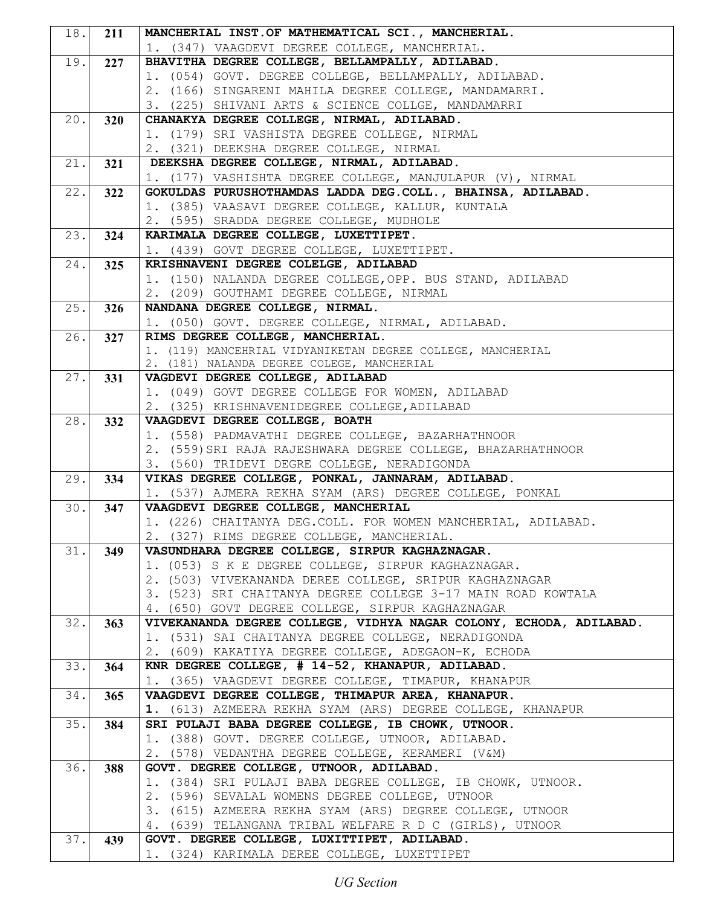| | | |
|---|---|---|
| 18. | **211** | **MANCHERIAL INST.OF MATHEMATICAL SCI., MANCHERIAL.**<br>1. (347) VAAGDEVI DEGREE COLLEGE, MANCHERIAL. |
| 19. | **227** | **BHAVITHA DEGREE COLLEGE, BELLAMPALLY, ADILABAD.**<br>1. (054) GOVT. DEGREE COLLEGE, BELLAMPALLY, ADILABAD.<br>2. (166) SINGARENI MAHILA DEGREE COLLEGE, MANDAMARRI.<br>3. (225) SHIVANI ARTS & SCIENCE COLLGE, MANDAMARRI |
| 20. | **320** | **CHANAKYA DEGREE COLLEGE, NIRMAL, ADILABAD.**<br>1. (179) SRI VASHISTA DEGREE COLLEGE, NIRMAL<br>2. (321) DEEKSHA DEGREE COLLEGE, NIRMAL |
| 21. | **321** | **DEEKSHA DEGREE COLLEGE, NIRMAL, ADILABAD.**<br>1. (177) VASHISHTA DEGREE COLLEGE, MANJULAPUR (V), NIRMAL |
| 22. | **322** | **GOKULDAS PURUSHOTHAMDAS LADDA DEG.COLL., BHAINSA, ADILABAD.**<br>1. (385) VAASAVI DEGREE COLLEGE, KALLUR, KUNTALA<br>2. (595) SRADDA DEGREE COLLEGE, MUDHOLE |
| 23. | **324** | **KARIMALA DEGREE COLLEGE, LUXETTIPET.**<br>1. (439) GOVT DEGREE COLLEGE, LUXETTIPET. |
| 24. | **325** | **KRISHNAVENI DEGREE COLELGE, ADILABAD**<br>1. (150) NALANDA DEGREE COLLEGE,OPP. BUS STAND, ADILABAD<br>2. (209) GOUTHAMI DEGREE COLLEGE, NIRMAL |
| 25. | **326** | **NANDANA DEGREE COLLEGE, NIRMAL.**<br>1. (050) GOVT. DEGREE COLLEGE, NIRMAL, ADILABAD. |
| 26. | **327** | **RIMS DEGREE COLLEGE, MANCHERIAL.**<br>1. (119) MANCEHRIAL VIDYANIKETAN DEGREE COLLEGE, MANCHERIAL<br>2. (181) NALANDA DEGREE COLEGE, MANCHERIAL |
| 27. | **331** | **VAGDEVI DEGREE COLLEGE, ADILABAD**<br>1. (049) GOVT DEGREE COLLEGE FOR WOMEN, ADILABAD<br>2. (325) KRISHNAVENIDEGREE COLLEGE,ADILABAD |
| 28. | **332** | **VAAGDEVI DEGREE COLLEGE, BOATH**<br>1. (558) PADMAVATHI DEGREE COLLEGE, BAZARHATHNOOR<br>2. (559)SRI RAJA RAJESHWARA DEGREE COLLEGE, BHAZARHATHNOOR<br>3. (560) TRIDEVI DEGRE COLLEGE, NERADIGONDA |
| 29. | **334** | **VIKAS DEGREE COLLEGE, PONKAL, JANNARAM, ADILABAD.**<br>1. (537) AJMERA REKHA SYAM (ARS) DEGREE COLLEGE, PONKAL |
| 30. | **347** | **VAAGDEVI DEGREE COLLEGE, MANCHERIAL**<br>1. (226) CHAITANYA DEG.COLL. FOR WOMEN MANCHERIAL, ADILABAD.<br>2. (327) RIMS DEGREE COLLEGE, MANCHERIAL. |
| 31. | **349** | **VASUNDHARA DEGREE COLLEGE, SIRPUR KAGHAZNAGAR.**<br>1. (053) S K E DEGREE COLLEGE, SIRPUR KAGHAZNAGAR.<br>2. (503) VIVEKANANDA DEREE COLLEGE, SRIPUR KAGHAZNAGAR<br>3. (523) SRI CHAITANYA DEGREE COLLEGE 3-17 MAIN ROAD KOWTALA<br>4. (650) GOVT DEGREE COLLEGE, SIRPUR KAGHAZNAGAR |
| 32. | **363** | **VIVEKANANDA DEGREE COLLEGE, VIDHYA NAGAR COLONY, ECHODA, ADILABAD.**<br>1. (531) SAI CHAITANYA DEGREE COLLEGE, NERADIGONDA<br>2. (609) KAKATIYA DEGREE COLLEGE, ADEGAON-K, ECHODA |
| 33. | **364** | **KNR DEGREE COLLEGE, # 14-52, KHANAPUR, ADILABAD.**<br>1. (365) VAAGDEVI DEGREE COLLEGE, TIMAPUR, KHANAPUR |
| 34. | **365** | **VAAGDEVI DEGREE COLLEGE, THIMAPUR AREA, KHANAPUR.**<br>**1.** (613) AZMEERA REKHA SYAM (ARS) DEGREE COLLEGE, KHANAPUR |
| 35. | **384** | **SRI PULAJI BABA DEGREE COLLEGE, IB CHOWK, UTNOOR.**<br>1. (388) GOVT. DEGREE COLLEGE, UTNOOR, ADILABAD.<br>2. (578) VEDANTHA DEGREE COLLEGE, KERAMERI (V&M) |
| 36. | **388** | **GOVT. DEGREE COLLEGE, UTNOOR, ADILABAD.**<br>1. (384) SRI PULAJI BABA DEGREE COLLEGE, IB CHOWK, UTNOOR.<br>2. (596) SEVALAL WOMENS DEGREE COLLEGE, UTNOOR<br>3. (615) AZMEERA REKHA SYAM (ARS) DEGREE COLLEGE, UTNOOR<br>4. (639) TELANGANA TRIBAL WELFARE R D C (GIRLS), UTNOOR |
| 37. | **439** | **GOVT. DEGREE COLLEGE, LUXITTIPET, ADILABAD.**<br>1. (324) KARIMALA DEREE COLLEGE, LUXETTIPET |

*UG Section*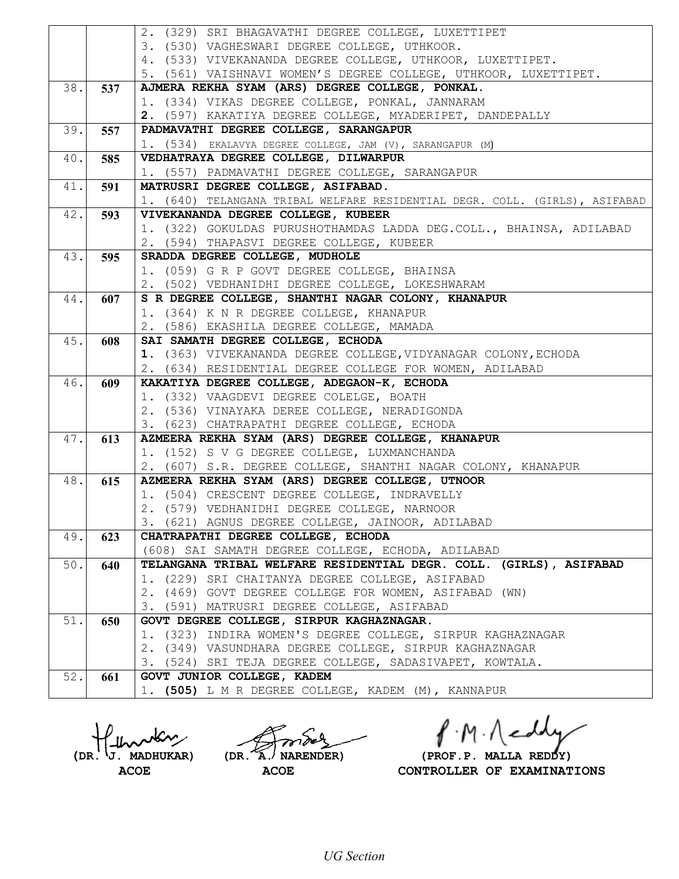| | | |
|---|---|---|
| | | 2. (329) SRI BHAGAVATHI DEGREE COLLEGE, LUXETTIPET |
| | | 3. (530) VAGHESWARI DEGREE COLLEGE, UTHKOOR. |
| | | 4. (533) VIVEKANANDA DEGREE COLLEGE, UTHKOOR, LUXETTIPET. |
| | | 5. (561) VAISHNAVI WOMEN'S DEGREE COLLEGE, UTHKOOR, LUXETTIPET. |
| 38. | **537** | **AJMERA REKHA SYAM (ARS) DEGREE COLLEGE, PONKAL.** |
| | | 1. (334) VIKAS DEGREE COLLEGE, PONKAL, JANNARAM |
| | | **2.** (597) KAKATIYA DEGREE COLLEGE, MYADERIPET, DANDEPALLY |
| 39. | **557** | **PADMAVATHI DEGREE COLLEGE, SARANGAPUR** |
| | | 1. (534) EKALAVYA DEGREE COLLEGE, JAM (V), SARANGAPUR (M) |
| 40. | **585** | **VEDHATRAYA DEGREE COLLEGE, DILWARPUR** |
| | | 1. (557) PADMAVATHI DEGREE COLLEGE, SARANGAPUR |
| 41. | **591** | **MATRUSRI DEGREE COLLEGE, ASIFABAD.** |
| | | 1. (640) TELANGANA TRIBAL WELFARE RESIDENTIAL DEGR. COLL. (GIRLS), ASIFABAD |
| 42. | **593** | **VIVEKANANDA DEGREE COLLEGE, KUBEER** |
| | | 1. (322) GOKULDAS PURUSHOTHAMDAS LADDA DEG.COLL., BHAINSA, ADILABAD |
| | | 2. (594) THAPASVI DEGREE COLLEGE, KUBEER |
| 43. | **595** | **SRADDA DEGREE COLLEGE, MUDHOLE** |
| | | 1. (059) G R P GOVT DEGREE COLLEGE, BHAINSA |
| | | 2. (502) VEDHANIDHI DEGREE COLLEGE, LOKESHWARAM |
| 44. | **607** | **S R DEGREE COLLEGE, SHANTHI NAGAR COLONY, KHANAPUR** |
| | | 1. (364) K N R DEGREE COLLEGE, KHANAPUR |
| | | 2. (586) EKASHILA DEGREE COLLEGE, MAMADA |
| 45. | **608** | **SAI SAMATH DEGREE COLLEGE, ECHODA** |
| | | **1.** (363) VIVEKANANDA DEGREE COLLEGE,VIDYANAGAR COLONY,ECHODA |
| | | 2. (634) RESIDENTIAL DEGREE COLLEGE FOR WOMEN, ADILABAD |
| 46. | **609** | **KAKATIYA DEGREE COLLEGE, ADEGAON-K, ECHODA** |
| | | 1. (332) VAAGDEVI DEGREE COLELGE, BOATH |
| | | 2. (536) VINAYAKA DEREE COLLEGE, NERADIGONDA |
| | | 3. (623) CHATRAPATHI DEGREE COLLEGE, ECHODA |
| 47. | **613** | **AZMEERA REKHA SYAM (ARS) DEGREE COLLEGE, KHANAPUR** |
| | | 1. (152) S V G DEGREE COLLEGE, LUXMANCHANDA |
| | | 2. (607) S.R. DEGREE COLLEGE, SHANTHI NAGAR COLONY, KHANAPUR |
| 48. | **615** | **AZMEERA REKHA SYAM (ARS) DEGREE COLLEGE, UTNOOR** |
| | | 1. (504) CRESCENT DEGREE COLLEGE, INDRAVELLY |
| | | 2. (579) VEDHANIDHI DEGREE COLLEGE, NARNOOR |
| | | 3. (621) AGNUS DEGREE COLLEGE, JAINOOR, ADILABAD |
| 49. | **623** | **CHATRAPATHI DEGREE COLLEGE, ECHODA** |
| | | (608) SAI SAMATH DEGREE COLLEGE, ECHODA, ADILABAD |
| 50. | **640** | **TELANGANA TRIBAL WELFARE RESIDENTIAL DEGR. COLL. (GIRLS), ASIFABAD** |
| | | 1. (229) SRI CHAITANYA DEGREE COLLEGE, ASIFABAD |
| | | 2. (469) GOVT DEGREE COLLEGE FOR WOMEN, ASIFABAD (WN) |
| | | 3. (591) MATRUSRI DEGREE COLLEGE, ASIFABAD |
| 51. | **650** | **GOVT DEGREE COLLEGE, SIRPUR KAGHAZNAGAR.** |
| | | 1. (323) INDIRA WOMEN'S DEGREE COLLEGE, SIRPUR KAGHAZNAGAR |
| | | 2. (349) VASUNDHARA DEGREE COLLEGE, SIRPUR KAGHAZNAGAR |
| | | 3. (524) SRI TEJA DEGREE COLLEGE, SADASIVAPET, KOWTALA. |
| 52. | **661** | **GOVT JUNIOR COLLEGE, KADEM** |
| | | 1. **(505)** L M R DEGREE COLLEGE, KADEM (M), KANNAPUR |

**(DR. J. MADHUKAR)**
**ACOE**

**(DR. A. NARENDER)**
**ACOE**

**(PROF.P. MALLA REDDY)**
**CONTROLLER OF EXAMINATIONS**

*UG Section*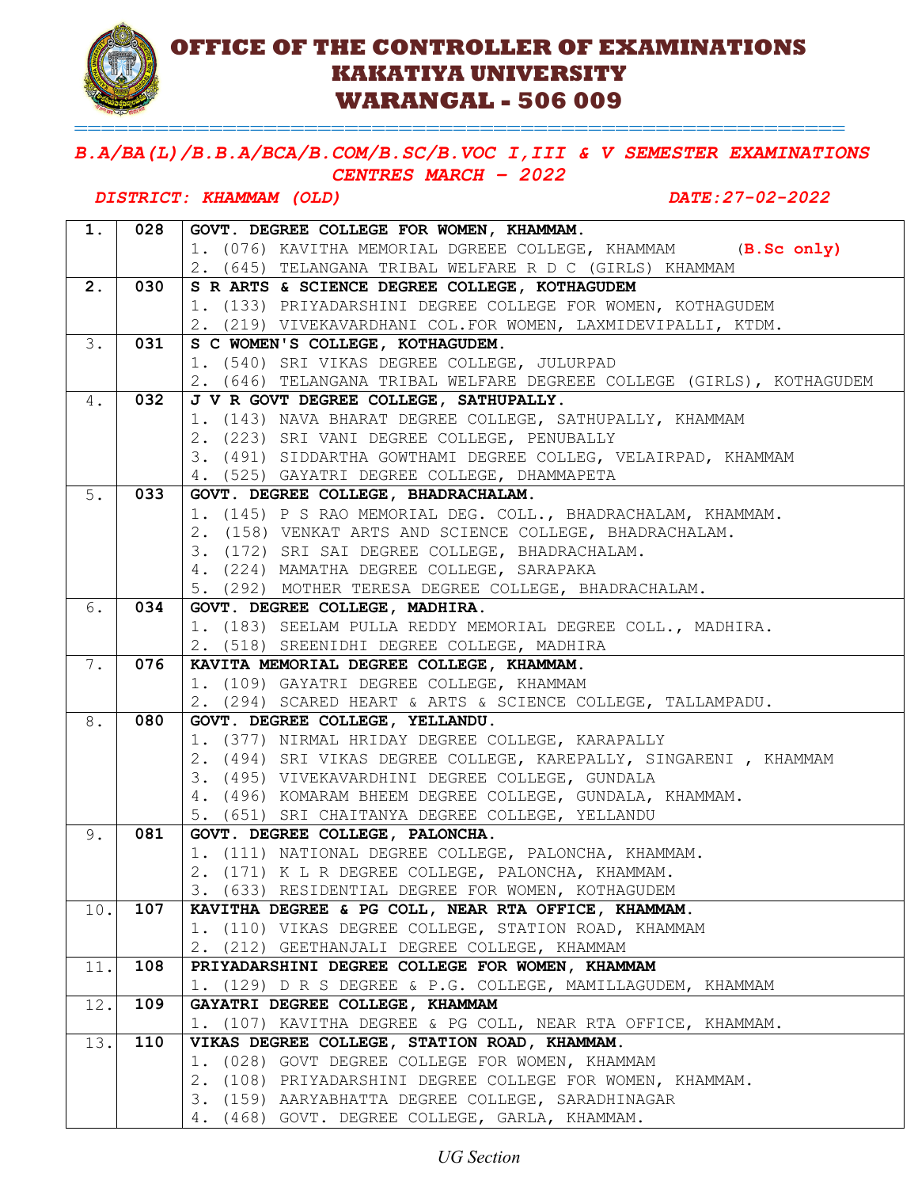# OFFICE OF THE CONTROLLER OF EXAMINATIONS
# KAKATIYA UNIVERSITY
# WARANGAL - 506 009

## *B.A/BA(L)/B.B.A/BCA/B.COM/B.SC/B.VOC I,III & V SEMESTER EXAMINATIONS CENTRES MARCH – 2022*

***DISTRICT: KHAMMAM (OLD)*** ***DATE:27-02-2022***

| | | |
|---|---|---|
| **1.** | **028** | **GOVT. DEGREE COLLEGE FOR WOMEN, KHAMMAM.**<br>1. (076) KAVITHA MEMORIAL DGREEE COLLEGE, KHAMMAM **(B.Sc only)**<br>2. (645) TELANGANA TRIBAL WELFARE R D C (GIRLS) KHAMMAM |
| **2.** | **030** | **S R ARTS & SCIENCE DEGREE COLLEGE, KOTHAGUDEM**<br>1. (133) PRIYADARSHINI DEGREE COLLEGE FOR WOMEN, KOTHAGUDEM<br>2. (219) VIVEKAVARDHANI COL.FOR WOMEN, LAXMIDEVIPALLI, KTDM. |
| 3. | **031** | **S C WOMEN'S COLLEGE, KOTHAGUDEM.**<br>1. (540) SRI VIKAS DEGREE COLLEGE, JULURPAD<br>2. (646) TELANGANA TRIBAL WELFARE DEGREEE COLLEGE (GIRLS), KOTHAGUDEM |
| 4. | **032** | **J V R GOVT DEGREE COLLEGE, SATHUPALLY.**<br>1. (143) NAVA BHARAT DEGREE COLLEGE, SATHUPALLY, KHAMMAM<br>2. (223) SRI VANI DEGREE COLLEGE, PENUBALLY<br>3. (491) SIDDARTHA GOWTHAMI DEGREE COLLEG, VELAIRPAD, KHAMMAM<br>4. (525) GAYATRI DEGREE COLLEGE, DHAMMAPETA |
| 5. | **033** | **GOVT. DEGREE COLLEGE, BHADRACHALAM.**<br>1. (145) P S RAO MEMORIAL DEG. COLL., BHADRACHALAM, KHAMMAM.<br>2. (158) VENKAT ARTS AND SCIENCE COLLEGE, BHADRACHALAM.<br>3. (172) SRI SAI DEGREE COLLEGE, BHADRACHALAM.<br>4. (224) MAMATHA DEGREE COLLEGE, SARAPAKA<br>5. (292) MOTHER TERESA DEGREE COLLEGE, BHADRACHALAM. |
| 6. | **034** | **GOVT. DEGREE COLLEGE, MADHIRA.**<br>1. (183) SEELAM PULLA REDDY MEMORIAL DEGREE COLL., MADHIRA.<br>2. (518) SREENIDHI DEGREE COLLEGE, MADHIRA |
| 7. | **076** | **KAVITA MEMORIAL DEGREE COLLEGE, KHAMMAM.**<br>1. (109) GAYATRI DEGREE COLLEGE, KHAMMAM<br>2. (294) SCARED HEART & ARTS & SCIENCE COLLEGE, TALLAMPADU. |
| 8. | **080** | **GOVT. DEGREE COLLEGE, YELLANDU.**<br>1. (377) NIRMAL HRIDAY DEGREE COLLEGE, KARAPALLY<br>2. (494) SRI VIKAS DEGREE COLLEGE, KAREPALLY, SINGARENI , KHAMMAM<br>3. (495) VIVEKAVARDHINI DEGREE COLLEGE, GUNDALA<br>4. (496) KOMARAM BHEEM DEGREE COLLEGE, GUNDALA, KHAMMAM.<br>5. (651) SRI CHAITANYA DEGREE COLLEGE, YELLANDU |
| 9. | **081** | **GOVT. DEGREE COLLEGE, PALONCHA.**<br>1. (111) NATIONAL DEGREE COLLEGE, PALONCHA, KHAMMAM.<br>2. (171) K L R DEGREE COLLEGE, PALONCHA, KHAMMAM.<br>3. (633) RESIDENTIAL DEGREE FOR WOMEN, KOTHAGUDEM |
| 10. | **107** | **KAVITHA DEGREE & PG COLL, NEAR RTA OFFICE, KHAMMAM.**<br>1. (110) VIKAS DEGREE COLLEGE, STATION ROAD, KHAMMAM<br>2. (212) GEETHANJALI DEGREE COLLEGE, KHAMMAM |
| 11. | **108** | **PRIYADARSHINI DEGREE COLLEGE FOR WOMEN, KHAMMAM**<br>1. (129) D R S DEGREE & P.G. COLLEGE, MAMILLAGUDEM, KHAMMAM |
| 12. | **109** | **GAYATRI DEGREE COLLEGE, KHAMMAM**<br>1. (107) KAVITHA DEGREE & PG COLL, NEAR RTA OFFICE, KHAMMAM. |
| 13. | **110** | **VIKAS DEGREE COLLEGE, STATION ROAD, KHAMMAM.**<br>1. (028) GOVT DEGREE COLLEGE FOR WOMEN, KHAMMAM<br>2. (108) PRIYADARSHINI DEGREE COLLEGE FOR WOMEN, KHAMMAM.<br>3. (159) AARYABHATTA DEGREE COLLEGE, SARADHINAGAR<br>4. (468) GOVT. DEGREE COLLEGE, GARLA, KHAMMAM. |

*UG Section*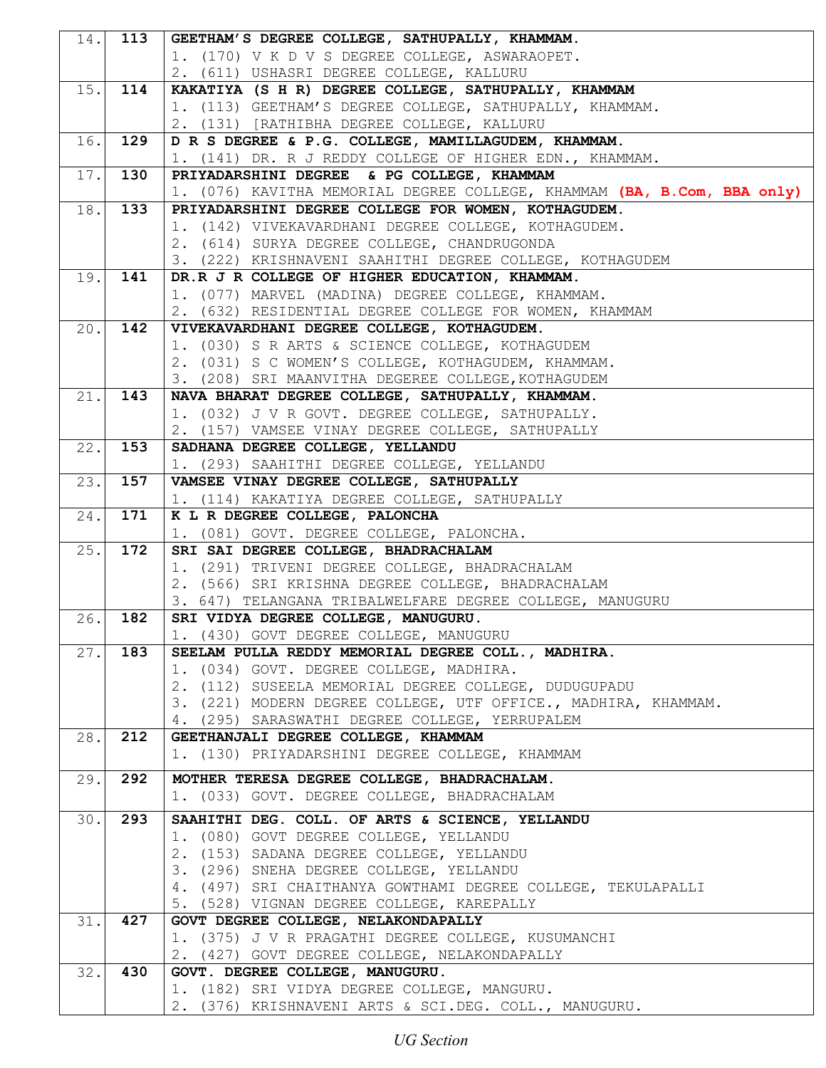| | | |
|---|---|---|
| 14. | **113** | **GEETHAM'S DEGREE COLLEGE, SATHUPALLY, KHAMMAM.**<br>1. (170) V K D V S DEGREE COLLEGE, ASWARAOPET.<br>2. (611) USHASRI DEGREE COLLEGE, KALLURU |
| 15. | **114** | **KAKATIYA (S H R) DEGREE COLLEGE, SATHUPALLY, KHAMMAM**<br>1. (113) GEETHAM'S DEGREE COLLEGE, SATHUPALLY, KHAMMAM.<br>2. (131) [RATHIBHA DEGREE COLLEGE, KALLURU |
| 16. | **129** | **D R S DEGREE & P.G. COLLEGE, MAMILLAGUDEM, KHAMMAM.**<br>1. (141) DR. R J REDDY COLLEGE OF HIGHER EDN., KHAMMAM. |
| 17. | **130** | **PRIYADARSHINI DEGREE & PG COLLEGE, KHAMMAM**<br>1. (076) KAVITHA MEMORIAL DEGREE COLLEGE, KHAMMAM **(BA, B.Com, BBA only)** |
| 18. | **133** | **PRIYADARSHINI DEGREE COLLEGE FOR WOMEN, KOTHAGUDEM.**<br>1. (142) VIVEKAVARDHANI DEGREE COLLEGE, KOTHAGUDEM.<br>2. (614) SURYA DEGREE COLLEGE, CHANDRUGONDA<br>3. (222) KRISHNAVENI SAAHITHI DEGREE COLLEGE, KOTHAGUDEM |
| 19. | **141** | **DR.R J R COLLEGE OF HIGHER EDUCATION, KHAMMAM.**<br>1. (077) MARVEL (MADINA) DEGREE COLLEGE, KHAMMAM.<br>2. (632) RESIDENTIAL DEGREE COLLEGE FOR WOMEN, KHAMMAM |
| 20. | **142** | **VIVEKAVARDHANI DEGREE COLLEGE, KOTHAGUDEM.**<br>1. (030) S R ARTS & SCIENCE COLLEGE, KOTHAGUDEM<br>2. (031) S C WOMEN'S COLLEGE, KOTHAGUDEM, KHAMMAM.<br>3. (208) SRI MAANVITHA DEGEREE COLLEGE,KOTHAGUDEM |
| 21. | **143** | **NAVA BHARAT DEGREE COLLEGE, SATHUPALLY, KHAMMAM.**<br>1. (032) J V R GOVT. DEGREE COLLEGE, SATHUPALLY.<br>2. (157) VAMSEE VINAY DEGREE COLLEGE, SATHUPALLY |
| 22. | **153** | **SADHANA DEGREE COLLEGE, YELLANDU**<br>1. (293) SAAHITHI DEGREE COLLEGE, YELLANDU |
| 23. | **157** | **VAMSEE VINAY DEGREE COLLEGE, SATHUPALLY**<br>1. (114) KAKATIYA DEGREE COLLEGE, SATHUPALLY |
| 24. | **171** | **K L R DEGREE COLLEGE, PALONCHA**<br>1. (081) GOVT. DEGREE COLLEGE, PALONCHA. |
| 25. | **172** | **SRI SAI DEGREE COLLEGE, BHADRACHALAM**<br>1. (291) TRIVENI DEGREE COLLEGE, BHADRACHALAM<br>2. (566) SRI KRISHNA DEGREE COLLEGE, BHADRACHALAM<br>3. 647) TELANGANA TRIBALWELFARE DEGREE COLLEGE, MANUGURU |
| 26. | **182** | **SRI VIDYA DEGREE COLLEGE, MANUGURU.**<br>1. (430) GOVT DEGREE COLLEGE, MANUGURU |
| 27. | **183** | **SEELAM PULLA REDDY MEMORIAL DEGREE COLL., MADHIRA.**<br>1. (034) GOVT. DEGREE COLLEGE, MADHIRA.<br>2. (112) SUSEELA MEMORIAL DEGREE COLLEGE, DUDUGUPADU<br>3. (221) MODERN DEGREE COLLEGE, UTF OFFICE., MADHIRA, KHAMMAM.<br>4. (295) SARASWATHI DEGREE COLLEGE, YERRUPALEM |
| 28. | **212** | **GEETHANJALI DEGREE COLLEGE, KHAMMAM**<br>1. (130) PRIYADARSHINI DEGREE COLLEGE, KHAMMAM |
| 29. | **292** | **MOTHER TERESA DEGREE COLLEGE, BHADRACHALAM.**<br>1. (033) GOVT. DEGREE COLLEGE, BHADRACHALAM |
| 30. | **293** | **SAAHITHI DEG. COLL. OF ARTS & SCIENCE, YELLANDU**<br>1. (080) GOVT DEGREE COLLEGE, YELLANDU<br>2. (153) SADANA DEGREE COLLEGE, YELLANDU<br>3. (296) SNEHA DEGREE COLLEGE, YELLANDU<br>4. (497) SRI CHAITHANYA GOWTHAMI DEGREE COLLEGE, TEKULAPALLI<br>5. (528) VIGNAN DEGREE COLLEGE, KAREPALLY |
| 31. | **427** | **GOVT DEGREE COLLEGE, NELAKONDAPALLY**<br>1. (375) J V R PRAGATHI DEGREE COLLEGE, KUSUMANCHI<br>2. (427) GOVT DEGREE COLLEGE, NELAKONDAPALLY |
| 32. | **430** | **GOVT. DEGREE COLLEGE, MANUGURU.**<br>1. (182) SRI VIDYA DEGREE COLLEGE, MANGURU.<br>2. (376) KRISHNAVENI ARTS & SCI.DEG. COLL., MANUGURU. |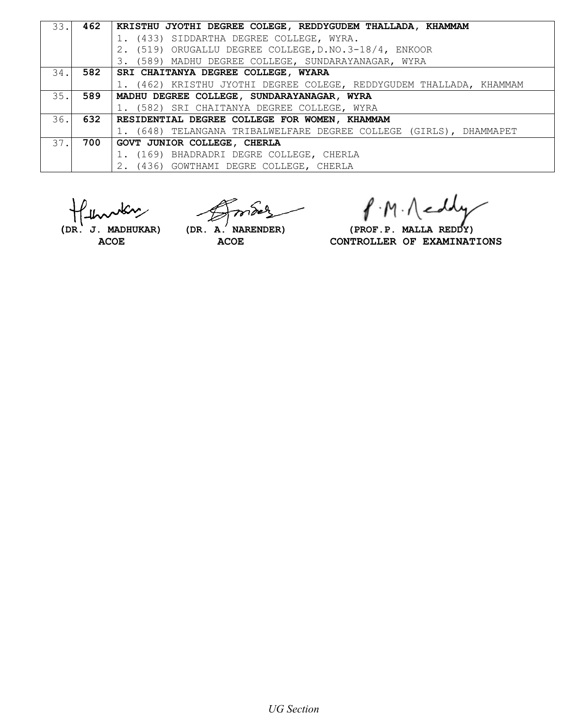| 33. | **462** | **KRISTHU JYOTHI DEGREE COLEGE, REDDYGUDEM THALLADA, KHAMMAM** |
|---|---|---|
| | | 1. (433) SIDDARTHA DEGREE COLLEGE, WYRA. |
| | | 2. (519) ORUGALLU DEGREE COLLEGE,D.NO.3-18/4, ENKOOR |
| | | 3. (589) MADHU DEGREE COLLEGE, SUNDARAYANAGAR, WYRA |
| 34. | **582** | **SRI CHAITANYA DEGREE COLLEGE, WYARA** |
| | | 1. (462) KRISTHU JYOTHI DEGREE COLEGE, REDDYGUDEM THALLADA, KHAMMAM |
| 35. | **589** | **MADHU DEGREE COLLEGE, SUNDARAYANAGAR, WYRA** |
| | | 1. (582) SRI CHAITANYA DEGREE COLLEGE, WYRA |
| 36. | **632** | **RESIDENTIAL DEGREE COLLEGE FOR WOMEN, KHAMMAM** |
| | | 1. (648) TELANGANA TRIBALWELFARE DEGREE COLLEGE (GIRLS), DHAMMAPET |
| 37. | **700** | **GOVT JUNIOR COLLEGE, CHERLA** |
| | | 1. (169) BHADRADRI DEGRE COLLEGE, CHERLA |
| | | 2. (436) GOWTHAMI DEGRE COLLEGE, CHERLA |

**(DR. J. MADHUKAR)**
**ACOE**

**(DR. A. NARENDER)**
**ACOE**

**(PROF.P. MALLA REDDY)**
**CONTROLLER OF EXAMINATIONS**

*UG Section*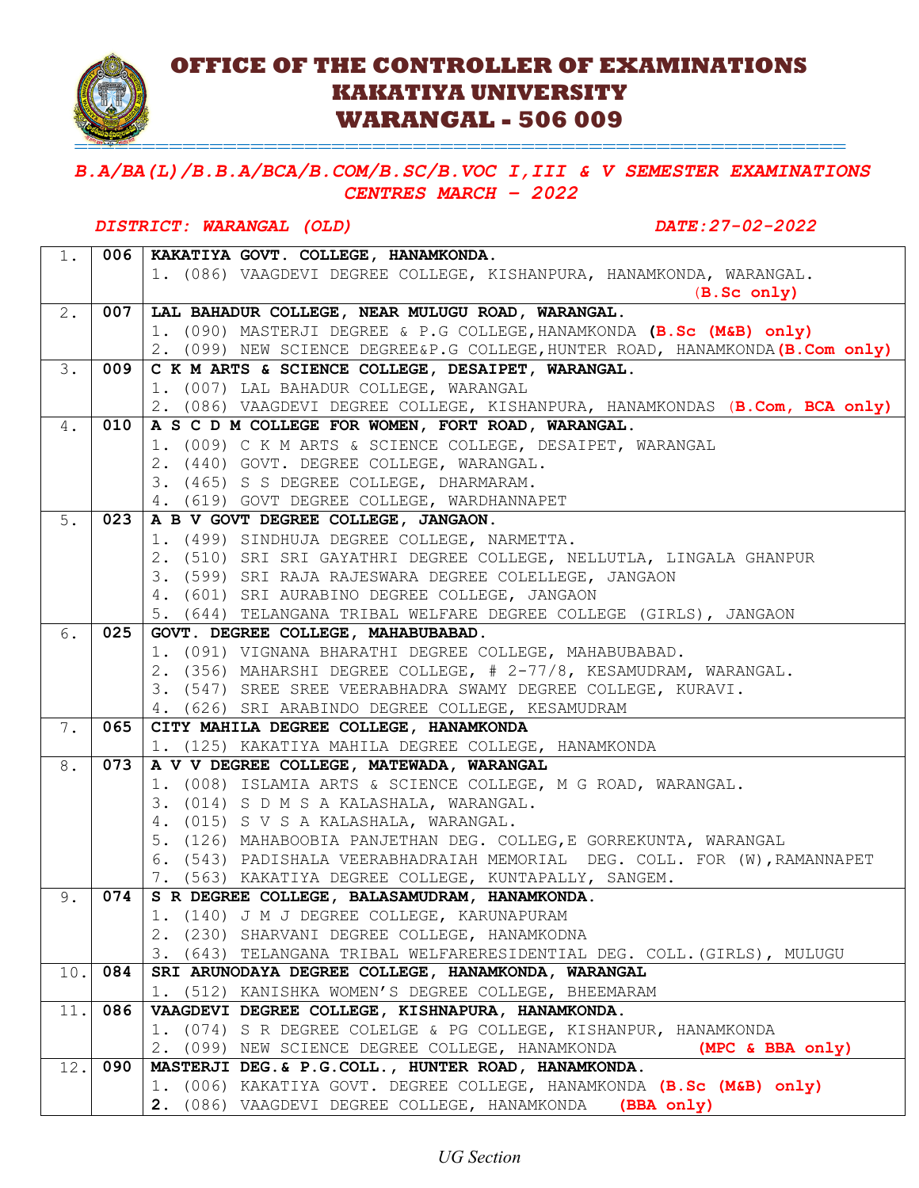# OFFICE OF THE CONTROLLER OF EXAMINATIONS
# KAKATIYA UNIVERSITY
# WARANGAL - 506 009

## *B.A/BA(L)/B.B.A/BCA/B.COM/B.SC/B.VOC I,III & V SEMESTER EXAMINATIONS CENTRES MARCH – 2022*

***DISTRICT: WARANGAL (OLD)*** ***DATE:27-02-2022***

| | | |
|---|---|---|
| 1. | **006** | **KAKATIYA GOVT. COLLEGE, HANAMKONDA.**<br>1. (086) VAAGDEVI DEGREE COLLEGE, KISHANPURA, HANAMKONDA, WARANGAL. **(B.Sc only)** |
| 2. | **007** | **LAL BAHADUR COLLEGE, NEAR MULUGU ROAD, WARANGAL.**<br>1. (090) MASTERJI DEGREE & P.G COLLEGE,HANAMKONDA **(B.Sc (M&B) only)**<br>2. (099) NEW SCIENCE DEGREE&P.G COLLEGE,HUNTER ROAD, HANAMKONDA **(B.Com only)** |
| 3. | **009** | **C K M ARTS & SCIENCE COLLEGE, DESAIPET, WARANGAL.**<br>1. (007) LAL BAHADUR COLLEGE, WARANGAL<br>2. (086) VAAGDEVI DEGREE COLLEGE, KISHANPURA, HANAMKONDAS **(B.Com, BCA only)** |
| 4. | **010** | **A S C D M COLLEGE FOR WOMEN, FORT ROAD, WARANGAL.**<br>1. (009) C K M ARTS & SCIENCE COLLEGE, DESAIPET, WARANGAL<br>2. (440) GOVT. DEGREE COLLEGE, WARANGAL.<br>3. (465) S S DEGREE COLLEGE, DHARMARAM.<br>4. (619) GOVT DEGREE COLLEGE, WARDHANNAPET |
| 5. | **023** | **A B V GOVT DEGREE COLLEGE, JANGAON.**<br>1. (499) SINDHUJA DEGREE COLLEGE, NARMETTA.<br>2. (510) SRI SRI GAYATHRI DEGREE COLLEGE, NELLUTLA, LINGALA GHANPUR<br>3. (599) SRI RAJA RAJESWARA DEGREE COLELLEGE, JANGAON<br>4. (601) SRI AURABINO DEGREE COLLEGE, JANGAON<br>5. (644) TELANGANA TRIBAL WELFARE DEGREE COLLEGE (GIRLS), JANGAON |
| 6. | **025** | **GOVT. DEGREE COLLEGE, MAHABUBABAD.**<br>1. (091) VIGNANA BHARATHI DEGREE COLLEGE, MAHABUBABAD.<br>2. (356) MAHARSHI DEGREE COLLEGE, # 2-77/8, KESAMUDRAM, WARANGAL.<br>3. (547) SREE SREE VEERABHADRA SWAMY DEGREE COLLEGE, KURAVI.<br>4. (626) SRI ARABINDO DEGREE COLLEGE, KESAMUDRAM |
| 7. | **065** | **CITY MAHILA DEGREE COLLEGE, HANAMKONDA**<br>1. (125) KAKATIYA MAHILA DEGREE COLLEGE, HANAMKONDA |
| 8. | **073** | **A V V DEGREE COLLEGE, MATEWADA, WARANGAL**<br>1. (008) ISLAMIA ARTS & SCIENCE COLLEGE, M G ROAD, WARANGAL.<br>3. (014) S D M S A KALASHALA, WARANGAL.<br>4. (015) S V S A KALASHALA, WARANGAL.<br>5. (126) MAHABOOBIA PANJETHAN DEG. COLLEG,E GORREKUNTA, WARANGAL<br>6. (543) PADISHALA VEERABHADRAIAH MEMORIAL DEG. COLL. FOR (W),RAMANNAPET<br>7. (563) KAKATIYA DEGREE COLLEGE, KUNTAPALLY, SANGEM. |
| 9. | **074** | **S R DEGREE COLLEGE, BALASAMUDRAM, HANAMKONDA.**<br>1. (140) J M J DEGREE COLLEGE, KARUNAPURAM<br>2. (230) SHARVANI DEGREE COLLEGE, HANAMKODNA<br>3. (643) TELANGANA TRIBAL WELFARERESIDENTIAL DEG. COLL.(GIRLS), MULUGU |
| 10. | **084** | **SRI ARUNODAYA DEGREE COLLEGE, HANAMKONDA, WARANGAL**<br>1. (512) KANISHKA WOMEN'S DEGREE COLLEGE, BHEEMARAM |
| 11. | **086** | **VAAGDEVI DEGREE COLLEGE, KISHNAPURA, HANAMKONDA.**<br>1. (074) S R DEGREE COLELGE & PG COLLEGE, KISHANPUR, HANAMKONDA<br>2. (099) NEW SCIENCE DEGREE COLLEGE, HANAMKONDA **(MPC & BBA only)** |
| 12. | **090** | **MASTERJI DEG.& P.G.COLL., HUNTER ROAD, HANAMKONDA.**<br>1. (006) KAKATIYA GOVT. DEGREE COLLEGE, HANAMKONDA **(B.Sc (M&B) only)**<br>**2.** (086) VAAGDEVI DEGREE COLLEGE, HANAMKONDA **(BBA only)** |

*UG Section*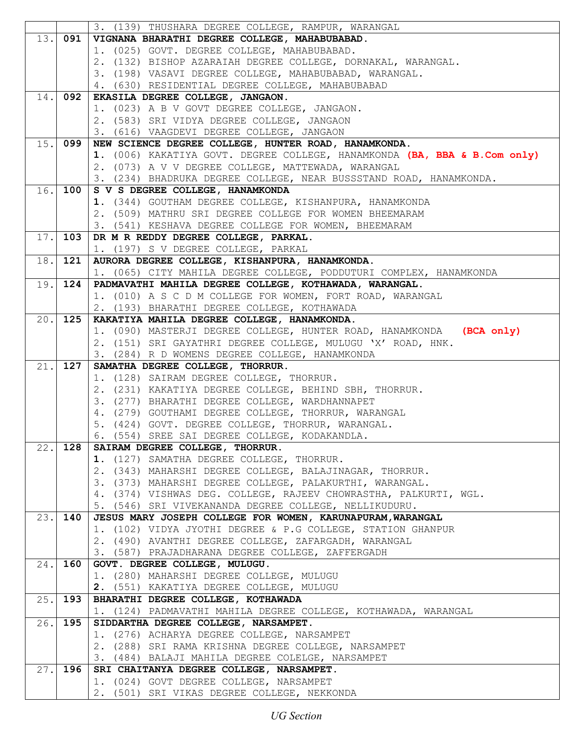| | | |
|---|---|---|
| | | 3. (139) THUSHARA DEGREE COLLEGE, RAMPUR, WARANGAL |
| 13. | **091** | **VIGNANA BHARATHI DEGREE COLLEGE, MAHABUBABAD.**<br>1. (025) GOVT. DEGREE COLLEGE, MAHABUBABAD.<br>2. (132) BISHOP AZARAIAH DEGREE COLLEGE, DORNAKAL, WARANGAL.<br>3. (198) VASAVI DEGREE COLLEGE, MAHABUBABAD, WARANGAL.<br>4. (630) RESIDENTIAL DEGREE COLLEGE, MAHABUBABAD |
| 14. | **092** | **EKASILA DEGREE COLLEGE, JANGAON.**<br>1. (023) A B V GOVT DEGREE COLLEGE, JANGAON.<br>2. (583) SRI VIDYA DEGREE COLLEGE, JANGAON<br>3. (616) VAAGDEVI DEGREE COLLEGE, JANGAON |
| 15. | **099** | **NEW SCIENCE DEGREE COLLEGE, HUNTER ROAD, HANAMKONDA.**<br>**1.** (006) KAKATIYA GOVT. DEGREE COLLEGE, HANAMKONDA **(BA, BBA & B.Com only)**<br>2. (073) A V V DEGREE COLLEGE, MATTEWADA, WARANGAL<br>3. (234) BHADRUKA DEGREE COLLEGE, NEAR BUSSSTAND ROAD, HANAMKONDA. |
| 16. | **100** | **S V S DEGREE COLLEGE, HANAMKONDA**<br>**1.** (344) GOUTHAM DEGREE COLLEGE, KISHANPURA, HANAMKONDA<br>2. (509) MATHRU SRI DEGREE COLLEGE FOR WOMEN BHEEMARAM<br>3. (541) KESHAVA DEGREE COLLEGE FOR WOMEN, BHEEMARAM |
| 17. | **103** | **DR M R REDDY DEGREE COLLEGE, PARKAL.**<br>1. (197) S V DEGREE COLLEGE, PARKAL |
| 18. | **121** | **AURORA DEGREE COLLEGE, KISHANPURA, HANAMKONDA.**<br>1. (065) CITY MAHILA DEGREE COLLEGE, PODDUTURI COMPLEX, HANAMKONDA |
| 19. | **124** | **PADMAVATHI MAHILA DEGREE COLLEGE, KOTHAWADA, WARANGAL.**<br>1. (010) A S C D M COLLEGE FOR WOMEN, FORT ROAD, WARANGAL<br>2. (193) BHARATHI DEGREE COLLEGE, KOTHAWADA |
| 20. | **125** | **KAKATIYA MAHILA DEGREE COLLEGE, HANAMKONDA.**<br>1. (090) MASTERJI DEGREE COLLEGE, HUNTER ROAD, HANAMKONDA **(BCA only)**<br>2. (151) SRI GAYATHRI DEGREE COLLEGE, MULUGU 'X' ROAD, HNK.<br>3. (284) R D WOMENS DEGREE COLLEGE, HANAMKONDA |
| 21. | **127** | **SAMATHA DEGREE COLLEGE, THORRUR.**<br>1. (128) SAIRAM DEGREE COLLEGE, THORRUR.<br>2. (231) KAKATIYA DEGREE COLLEGE, BEHIND SBH, THORRUR.<br>3. (277) BHARATHI DEGREE COLLEGE, WARDHANNAPET<br>4. (279) GOUTHAMI DEGREE COLLEGE, THORRUR, WARANGAL<br>5. (424) GOVT. DEGREE COLLEGE, THORRUR, WARANGAL.<br>6. (554) SREE SAI DEGREE COLLEGE, KODAKANDLA. |
| 22. | **128** | **SAIRAM DEGREE COLLEGE, THORRUR.**<br>**1.** (127) SAMATHA DEGREE COLLEGE, THORRUR.<br>2. (343) MAHARSHI DEGREE COLLEGE, BALAJINAGAR, THORRUR.<br>3. (373) MAHARSHI DEGREE COLLEGE, PALAKURTHI, WARANGAL.<br>4. (374) VISHWAS DEG. COLLEGE, RAJEEV CHOWRASTHA, PALKURTI, WGL.<br>5. (546) SRI VIVEKANANDA DEGREE COLLEGE, NELLIKUDURU. |
| 23. | **140** | **JESUS MARY JOSEPH COLLEGE FOR WOMEN, KARUNAPURAM,WARANGAL**<br>1. (102) VIDYA JYOTHI DEGREE & P.G COLLEGE, STATION GHANPUR<br>2. (490) AVANTHI DEGREE COLLEGE, ZAFARGADH, WARANGAL<br>3. (587) PRAJADHARANA DEGREE COLLEGE, ZAFFERGADH |
| 24. | **160** | **GOVT. DEGREE COLLEGE, MULUGU.**<br>1. (280) MAHARSHI DEGREE COLLEGE, MULUGU<br>**2.** (551) KAKATIYA DEGREE COLLEGE, MULUGU |
| 25. | **193** | **BHARATHI DEGREE COLLEGE, KOTHAWADA**<br>1. (124) PADMAVATHI MAHILA DEGREE COLLEGE, KOTHAWADA, WARANGAL |
| 26. | **195** | **SIDDARTHA DEGREE COLLEGE, NARSAMPET.**<br>1. (276) ACHARYA DEGREE COLLEGE, NARSAMPET<br>2. (288) SRI RAMA KRISHNA DEGREE COLLEGE, NARSAMPET<br>3. (484) BALAJI MAHILA DEGREE COLELGE, NARSAMPET |
| 27. | **196** | **SRI CHAITANYA DEGREE COLLEGE, NARSAMPET.**<br>1. (024) GOVT DEGREE COLLEGE, NARSAMPET<br>2. (501) SRI VIKAS DEGREE COLLEGE, NEKKONDA |

*UG Section*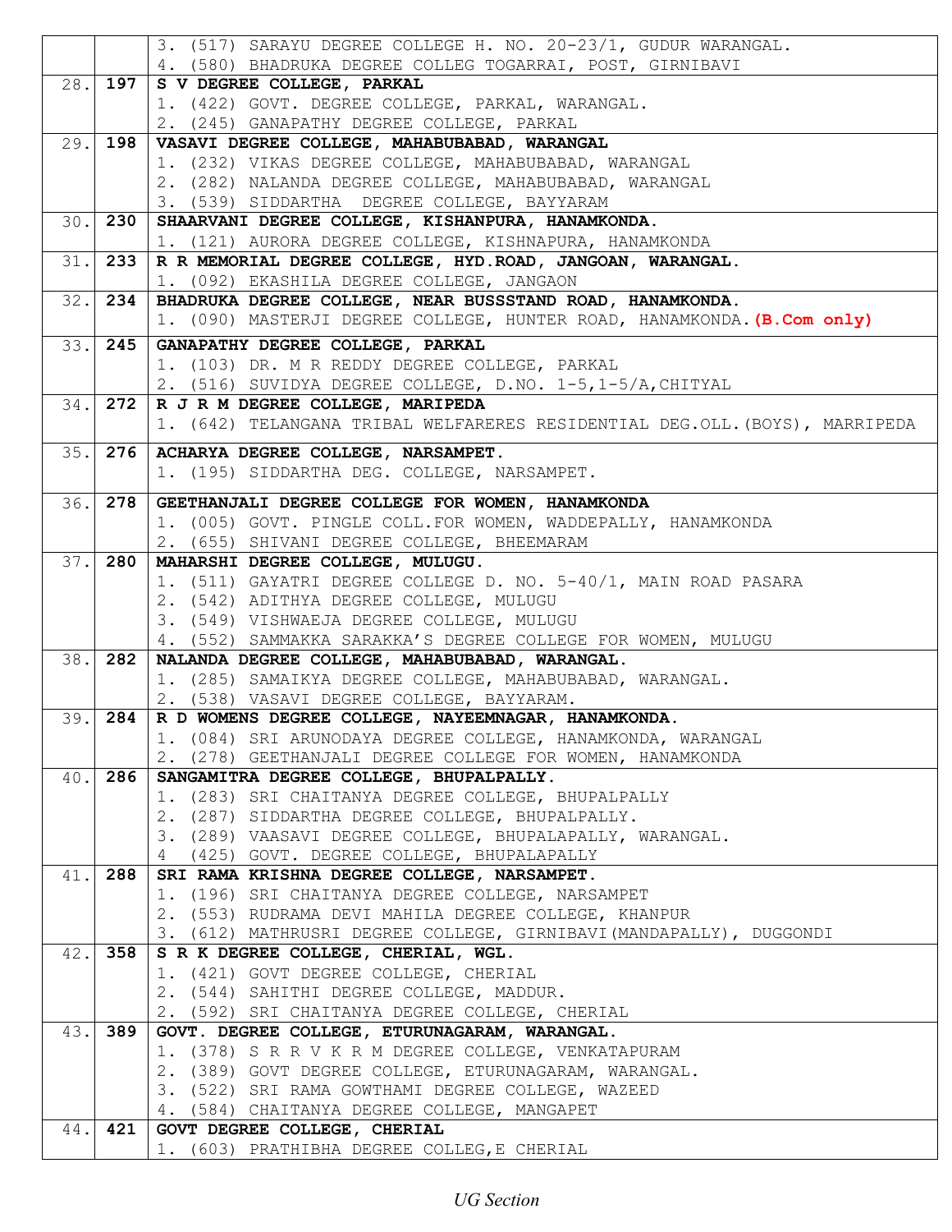| | | |
|---|---|---|
| | | 3. (517) SARAYU DEGREE COLLEGE H. NO. 20-23/1, GUDUR WARANGAL.<br>4. (580) BHADRUKA DEGREE COLLEG TOGARRAI, POST, GIRNIBAVI |
| 28. | **197** | **S V DEGREE COLLEGE, PARKAL**<br>1. (422) GOVT. DEGREE COLLEGE, PARKAL, WARANGAL.<br>2. (245) GANAPATHY DEGREE COLLEGE, PARKAL |
| 29. | **198** | **VASAVI DEGREE COLLEGE, MAHABUBABAD, WARANGAL**<br>1. (232) VIKAS DEGREE COLLEGE, MAHABUBABAD, WARANGAL<br>2. (282) NALANDA DEGREE COLLEGE, MAHABUBABAD, WARANGAL<br>3. (539) SIDDARTHA DEGREE COLLEGE, BAYYARAM |
| 30. | **230** | **SHAARVANI DEGREE COLLEGE, KISHANPURA, HANAMKONDA.**<br>1. (121) AURORA DEGREE COLLEGE, KISHNAPURA, HANAMKONDA |
| 31. | **233** | **R R MEMORIAL DEGREE COLLEGE, HYD.ROAD, JANGOAN, WARANGAL.**<br>1. (092) EKASHILA DEGREE COLLEGE, JANGAON |
| 32. | **234** | **BHADRUKA DEGREE COLLEGE, NEAR BUSSSTAND ROAD, HANAMKONDA.**<br>1. (090) MASTERJI DEGREE COLLEGE, HUNTER ROAD, HANAMKONDA.**(B.Com only)** |
| 33. | **245** | **GANAPATHY DEGREE COLLEGE, PARKAL**<br>1. (103) DR. M R REDDY DEGREE COLLEGE, PARKAL<br>2. (516) SUVIDYA DEGREE COLLEGE, D.NO. 1-5,1-5/A,CHITYAL |
| 34. | **272** | **R J R M DEGREE COLLEGE, MARIPEDA**<br>1. (642) TELANGANA TRIBAL WELFARERES RESIDENTIAL DEG.OLL.(BOYS), MARRIPEDA |
| 35. | **276** | **ACHARYA DEGREE COLLEGE, NARSAMPET.**<br>1. (195) SIDDARTHA DEG. COLLEGE, NARSAMPET. |
| 36. | **278** | **GEETHANJALI DEGREE COLLEGE FOR WOMEN, HANAMKONDA**<br>1. (005) GOVT. PINGLE COLL.FOR WOMEN, WADDEPALLY, HANAMKONDA<br>2. (655) SHIVANI DEGREE COLLEGE, BHEEMARAM |
| 37. | **280** | **MAHARSHI DEGREE COLLEGE, MULUGU.**<br>1. (511) GAYATRI DEGREE COLLEGE D. NO. 5-40/1, MAIN ROAD PASARA<br>2. (542) ADITHYA DEGREE COLLEGE, MULUGU<br>3. (549) VISHWAEJA DEGREE COLLEGE, MULUGU<br>4. (552) SAMMAKKA SARAKKA'S DEGREE COLLEGE FOR WOMEN, MULUGU |
| 38. | **282** | **NALANDA DEGREE COLLEGE, MAHABUBABAD, WARANGAL.**<br>1. (285) SAMAIKYA DEGREE COLLEGE, MAHABUBABAD, WARANGAL.<br>2. (538) VASAVI DEGREE COLLEGE, BAYYARAM. |
| 39. | **284** | **R D WOMENS DEGREE COLLEGE, NAYEEMNAGAR, HANAMKONDA.**<br>1. (084) SRI ARUNODAYA DEGREE COLLEGE, HANAMKONDA, WARANGAL<br>2. (278) GEETHANJALI DEGREE COLLEGE FOR WOMEN, HANAMKONDA |
| 40. | **286** | **SANGAMITRA DEGREE COLLEGE, BHUPALPALLY.**<br>1. (283) SRI CHAITANYA DEGREE COLLEGE, BHUPALPALLY<br>2. (287) SIDDARTHA DEGREE COLLEGE, BHUPALPALLY.<br>3. (289) VAASAVI DEGREE COLLEGE, BHUPALAPALLY, WARANGAL.<br>4 (425) GOVT. DEGREE COLLEGE, BHUPALAPALLY |
| 41. | **288** | **SRI RAMA KRISHNA DEGREE COLLEGE, NARSAMPET.**<br>1. (196) SRI CHAITANYA DEGREE COLLEGE, NARSAMPET<br>2. (553) RUDRAMA DEVI MAHILA DEGREE COLLEGE, KHANPUR<br>3. (612) MATHRUSRI DEGREE COLLEGE, GIRNIBAVI(MANDAPALLY), DUGGONDI |
| 42. | **358** | **S R K DEGREE COLLEGE, CHERIAL, WGL.**<br>1. (421) GOVT DEGREE COLLEGE, CHERIAL<br>2. (544) SAHITHI DEGREE COLLEGE, MADDUR.<br>2. (592) SRI CHAITANYA DEGREE COLLEGE, CHERIAL |
| 43. | **389** | **GOVT. DEGREE COLLEGE, ETURUNAGARAM, WARANGAL.**<br>1. (378) S R R V K R M DEGREE COLLEGE, VENKATAPURAM<br>2. (389) GOVT DEGREE COLLEGE, ETURUNAGARAM, WARANGAL.<br>3. (522) SRI RAMA GOWTHAMI DEGREE COLLEGE, WAZEED<br>4. (584) CHAITANYA DEGREE COLLEGE, MANGAPET |
| 44. | **421** | **GOVT DEGREE COLLEGE, CHERIAL**<br>1. (603) PRATHIBHA DEGREE COLLEG,E CHERIAL |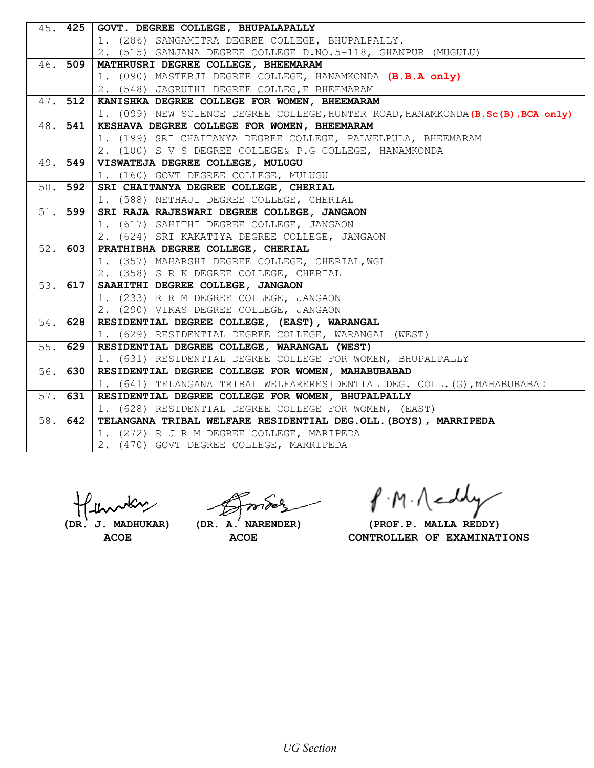| | | |
|---|---|---|
| 45. | **425** | **GOVT. DEGREE COLLEGE, BHUPALAPALLY**<br>1. (286) SANGAMITRA DEGREE COLLEGE, BHUPALPALLY.<br>2. (515) SANJANA DEGREE COLLEGE D.NO.5-118, GHANPUR (MUGULU) |
| 46. | **509** | **MATHRUSRI DEGREE COLLEGE, BHEEMARAM**<br>1. (090) MASTERJI DEGREE COLLEGE, HANAMKONDA **(B.B.A only)**<br>2. (548) JAGRUTHI DEGREE COLLEG,E BHEEMARAM |
| 47. | **512** | **KANISHKA DEGREE COLLEGE FOR WOMEN, BHEEMARAM**<br>1. (099) NEW SCIENCE DEGREE COLLEGE,HUNTER ROAD,HANAMKONDA**(B.Sc(B),BCA only)** |
| 48. | **541** | **KESHAVA DEGREE COLLEGE FOR WOMEN, BHEEMARAM**<br>1. (199) SRI CHAITANYA DEGREE COLLEGE, PALVELPULA, BHEEMARAM<br>2. (100) S V S DEGREE COLLEGE& P.G COLLEGE, HANAMKONDA |
| 49. | **549** | **VISWATEJA DEGREE COLLEGE, MULUGU**<br>1. (160) GOVT DEGREE COLLEGE, MULUGU |
| 50. | **592** | **SRI CHAITANYA DEGREE COLLEGE, CHERIAL**<br>1. (588) NETHAJI DEGREE COLLEGE, CHERIAL |
| 51. | **599** | **SRI RAJA RAJESWARI DEGREE COLLEGE, JANGAON**<br>1. (617) SAHITHI DEGREE COLLEGE, JANGAON<br>2. (624) SRI KAKATIYA DEGREE COLLEGE, JANGAON |
| 52. | **603** | **PRATHIBHA DEGREE COLLEGE, CHERIAL**<br>1. (357) MAHARSHI DEGREE COLLEGE, CHERIAL,WGL<br>2. (358) S R K DEGREE COLLEGE, CHERIAL |
| 53. | **617** | **SAAHITHI DEGREE COLLEGE, JANGAON**<br>1. (233) R R M DEGREE COLLEGE, JANGAON<br>2. (290) VIKAS DEGREE COLLEGE, JANGAON |
| 54. | **628** | **RESIDENTIAL DEGREE COLLEGE, (EAST), WARANGAL**<br>1. (629) RESIDENTIAL DEGREE COLLEGE, WARANGAL (WEST) |
| 55. | **629** | **RESIDENTIAL DEGREE COLLEGE, WARANGAL (WEST)**<br>1. (631) RESIDENTIAL DEGREE COLLEGE FOR WOMEN, BHUPALPALLY |
| 56. | **630** | **RESIDENTIAL DEGREE COLLEGE FOR WOMEN, MAHABUBABAD**<br>1. (641) TELANGANA TRIBAL WELFARERESIDENTIAL DEG. COLL.(G),MAHABUBABAD |
| 57. | **631** | **RESIDENTIAL DEGREE COLLEGE FOR WOMEN, BHUPALPALLY**<br>1. (628) RESIDENTIAL DEGREE COLLEGE FOR WOMEN, (EAST) |
| 58. | **642** | **TELANGANA TRIBAL WELFARE RESIDENTIAL DEG.OLL.(BOYS), MARRIPEDA**<br>1. (272) R J R M DEGREE COLLEGE, MARIPEDA<br>2. (470) GOVT DEGREE COLLEGE, MARRIPEDA |

**(DR. J. MADHUKAR)**
**ACOE**

**(DR. A. NARENDER)**
**ACOE**

**(PROF.P. MALLA REDDY)**
**CONTROLLER OF EXAMINATIONS**

*UG Section*